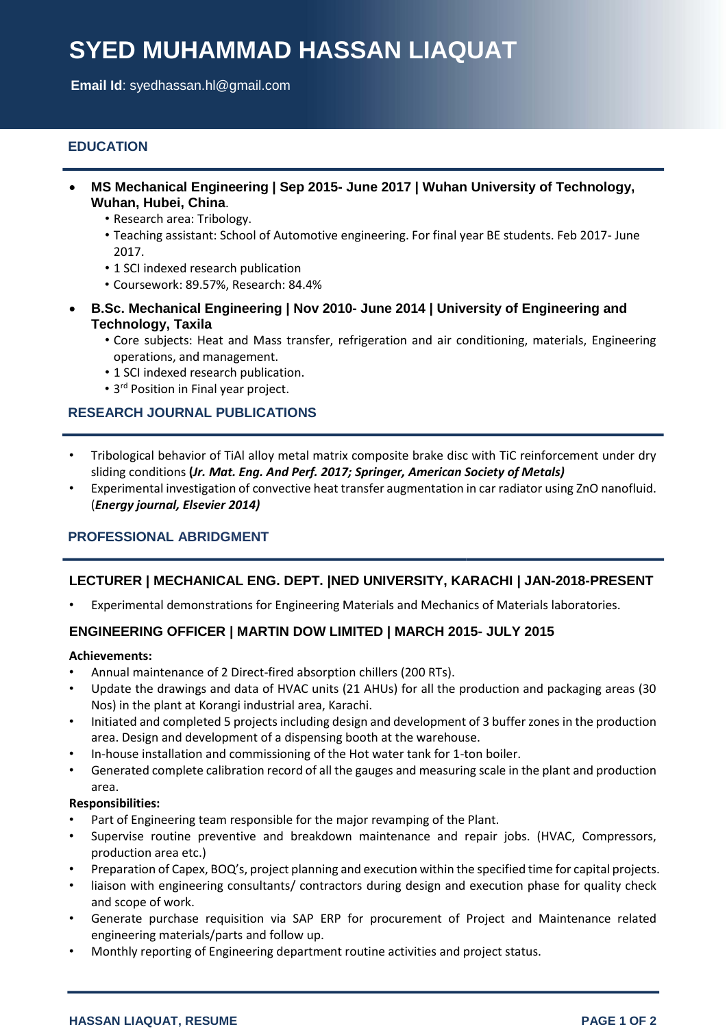# SYED MUHAMMAD HASSAN LIAQUAT

**Email Id**: syedhassan.hl@gmail.com

## EDUCATION

- **MS Mechanical Engineering | Sep 2015- June 2017 | Wuhan University of Technology, Wuhan, Hubei, China**.
  - Research area: Tribology.
  - Teaching assistant: School of Automotive engineering. For final year BE students. Feb 2017- June 2017.
  - 1 SCI indexed research publication
  - Coursework: 89.57%, Research: 84.4%
- **B.Sc. Mechanical Engineering | Nov 2010- June 2014 | University of Engineering and Technology, Taxila**
  - Core subjects: Heat and Mass transfer, refrigeration and air conditioning, materials, Engineering operations, and management.
  - 1 SCI indexed research publication.
  - 3rd Position in Final year project.

## RESEARCH JOURNAL PUBLICATIONS

- Tribological behavior of TiAl alloy metal matrix composite brake disc with TiC reinforcement under dry sliding conditions **(*Jr. Mat. Eng. And Perf. 2017; Springer, American Society of Metals)***
- Experimental investigation of convective heat transfer augmentation in car radiator using ZnO nanofluid. (***Energy journal, Elsevier 2014)***

## PROFESSIONAL ABRIDGMENT

### LECTURER | MECHANICAL ENG. DEPT. |NED UNIVERSITY, KARACHI | JAN-2018-PRESENT

- Experimental demonstrations for Engineering Materials and Mechanics of Materials laboratories.

### ENGINEERING OFFICER | MARTIN DOW LIMITED | MARCH 2015- JULY 2015

**Achievements:**

- Annual maintenance of 2 Direct-fired absorption chillers (200 RTs).
- Update the drawings and data of HVAC units (21 AHUs) for all the production and packaging areas (30 Nos) in the plant at Korangi industrial area, Karachi.
- Initiated and completed 5 projects including design and development of 3 buffer zones in the production area. Design and development of a dispensing booth at the warehouse.
- In-house installation and commissioning of the Hot water tank for 1-ton boiler.
- Generated complete calibration record of all the gauges and measuring scale in the plant and production area.

**Responsibilities:**

- Part of Engineering team responsible for the major revamping of the Plant.
- Supervise routine preventive and breakdown maintenance and repair jobs. (HVAC, Compressors, production area etc.)
- Preparation of Capex, BOQ's, project planning and execution within the specified time for capital projects.
- liaison with engineering consultants/ contractors during design and execution phase for quality check and scope of work.
- Generate purchase requisition via SAP ERP for procurement of Project and Maintenance related engineering materials/parts and follow up.
- Monthly reporting of Engineering department routine activities and project status.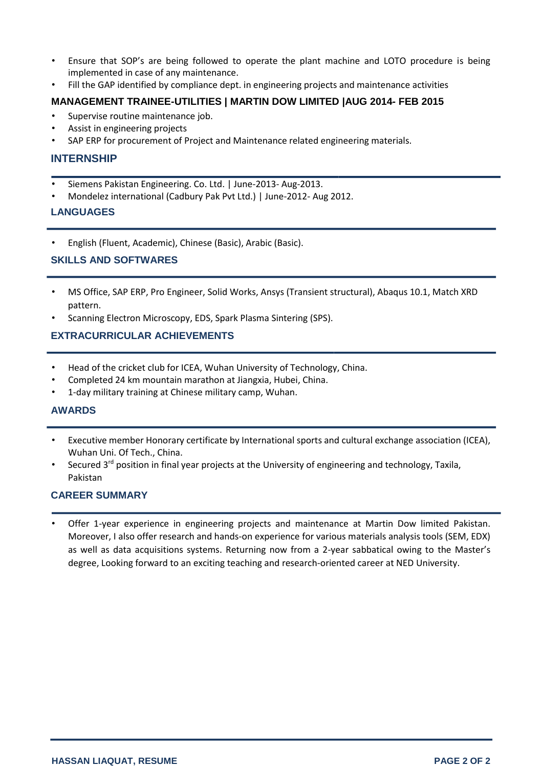- Ensure that SOP's are being followed to operate the plant machine and LOTO procedure is being implemented in case of any maintenance.
- Fill the GAP identified by compliance dept. in engineering projects and maintenance activities

### MANAGEMENT TRAINEE-UTILITIES | MARTIN DOW LIMITED |AUG 2014- FEB 2015

- Supervise routine maintenance job.
- Assist in engineering projects
- SAP ERP for procurement of Project and Maintenance related engineering materials.

## INTERNSHIP

- Siemens Pakistan Engineering. Co. Ltd. | June-2013- Aug-2013.
- Mondelez international (Cadbury Pak Pvt Ltd.) | June-2012- Aug 2012.

## LANGUAGES

- English (Fluent, Academic), Chinese (Basic), Arabic (Basic).

## SKILLS AND SOFTWARES

- MS Office, SAP ERP, Pro Engineer, Solid Works, Ansys (Transient structural), Abaqus 10.1, Match XRD pattern.
- Scanning Electron Microscopy, EDS, Spark Plasma Sintering (SPS).

## EXTRACURRICULAR ACHIEVEMENTS

- Head of the cricket club for ICEA, Wuhan University of Technology, China.
- Completed 24 km mountain marathon at Jiangxia, Hubei, China.
- 1-day military training at Chinese military camp, Wuhan.

## AWARDS

- Executive member Honorary certificate by International sports and cultural exchange association (ICEA), Wuhan Uni. Of Tech., China.
- Secured 3rd position in final year projects at the University of engineering and technology, Taxila, Pakistan

## CAREER SUMMARY

- Offer 1-year experience in engineering projects and maintenance at Martin Dow limited Pakistan. Moreover, I also offer research and hands-on experience for various materials analysis tools (SEM, EDX) as well as data acquisitions systems. Returning now from a 2-year sabbatical owing to the Master's degree, Looking forward to an exciting teaching and research-oriented career at NED University.